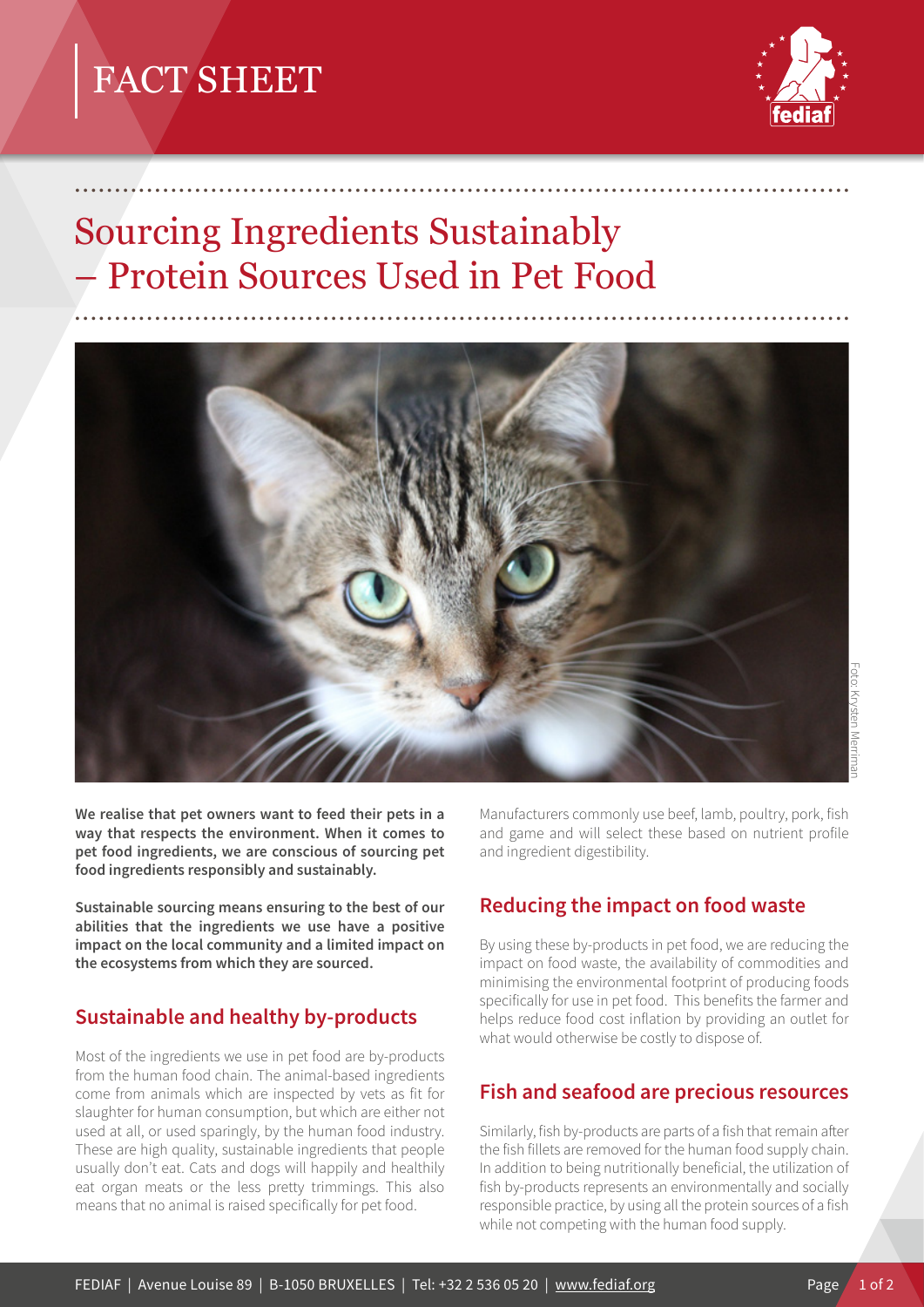# FACT SHEET

# Sourcing Ingredients Sustainably – Protein Sources Used in Pet Food

Foto: Krysten Merriman

**We realise that pet owners want to feed their pets in a way that respects the environment. When it comes to pet food ingredients, we are conscious of sourcing pet food ingredients responsibly and sustainably.**

**Sustainable sourcing means ensuring to the best of our abilities that the ingredients we use have a positive impact on the local community and a limited impact on the ecosystems from which they are sourced.**

## Sustainable and healthy by-products

Most of the ingredients we use in pet food are by-products from the human food chain. The animal-based ingredients come from animals which are inspected by vets as fit for slaughter for human consumption, but which are either not used at all, or used sparingly, by the human food industry. These are high quality, sustainable ingredients that people usually don't eat. Cats and dogs will happily and healthily eat organ meats or the less pretty trimmings. This also means that no animal is raised specifically for pet food.

Manufacturers commonly use beef, lamb, poultry, pork, fish and game and will select these based on nutrient profile and ingredient digestibility.

## Reducing the impact on food waste

By using these by-products in pet food, we are reducing the impact on food waste, the availability of commodities and minimising the environmental footprint of producing foods specifically for use in pet food. This benefits the farmer and helps reduce food cost inflation by providing an outlet for what would otherwise be costly to dispose of.

## Fish and seafood are precious resources

Similarly, fish by-products are parts of a fish that remain after the fish fillets are removed for the human food supply chain. In addition to being nutritionally beneficial, the utilization of fish by-products represents an environmentally and socially responsible practice, by using all the protein sources of a fish while not competing with the human food supply.

FEDIAF | Avenue Louise 89 | B-1050 BRUXELLES | Tel: +32 2 536 05 20 | www.fediaf.org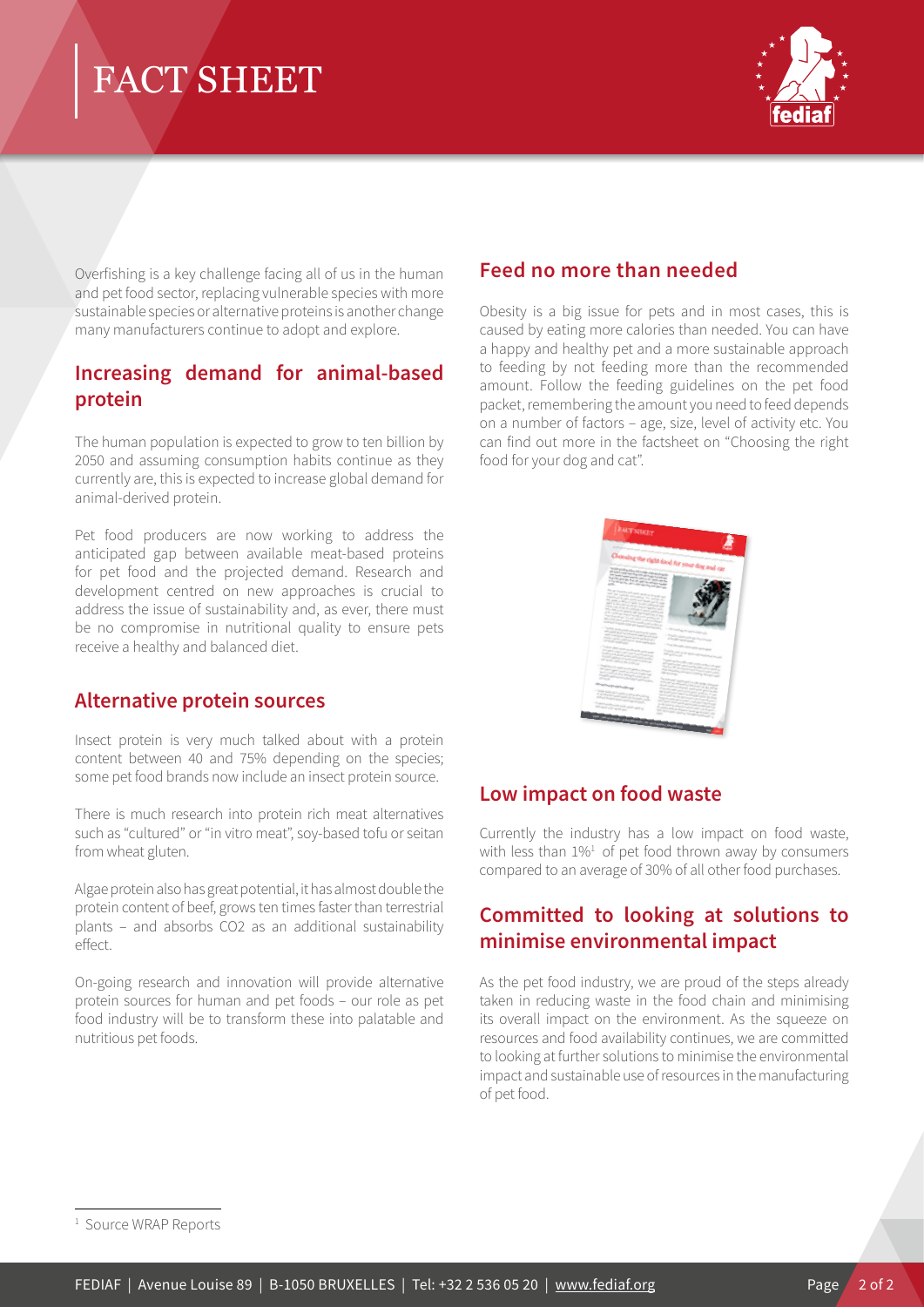Overfishing is a key challenge facing all of us in the human and pet food sector, replacing vulnerable species with more sustainable species or alternative proteins is another change many manufacturers continue to adopt and explore.

## Increasing demand for animal-based protein

The human population is expected to grow to ten billion by 2050 and assuming consumption habits continue as they currently are, this is expected to increase global demand for animal-derived protein.

Pet food producers are now working to address the anticipated gap between available meat-based proteins for pet food and the projected demand. Research and development centred on new approaches is crucial to address the issue of sustainability and, as ever, there must be no compromise in nutritional quality to ensure pets receive a healthy and balanced diet.

## Alternative protein sources

Insect protein is very much talked about with a protein content between 40 and 75% depending on the species; some pet food brands now include an insect protein source.

There is much research into protein rich meat alternatives such as "cultured" or "in vitro meat", soy-based tofu or seitan from wheat gluten.

Algae protein also has great potential, it has almost double the protein content of beef, grows ten times faster than terrestrial plants – and absorbs $CO_2$ as an additional sustainability effect.

On-going research and innovation will provide alternative protein sources for human and pet foods – our role as pet food industry will be to transform these into palatable and nutritious pet foods.

## Feed no more than needed

Obesity is a big issue for pets and in most cases, this is caused by eating more calories than needed. You can have a happy and healthy pet and a more sustainable approach to feeding by not feeding more than the recommended amount. Follow the feeding guidelines on the pet food packet, remembering the amount you need to feed depends on a number of factors – age, size, level of activity etc. You can find out more in the factsheet on "Choosing the right food for your dog and cat".

## Low impact on food waste

Currently the industry has a low impact on food waste, with less than 1%[1] of pet food thrown away by consumers compared to an average of 30% of all other food purchases.

## Committed to looking at solutions to minimise environmental impact

As the pet food industry, we are proud of the steps already taken in reducing waste in the food chain and minimising its overall impact on the environment. As the squeeze on resources and food availability continues, we are committed to looking at further solutions to minimise the environmental impact and sustainable use of resources in the manufacturing of pet food.

[1] Source WRAP Reports